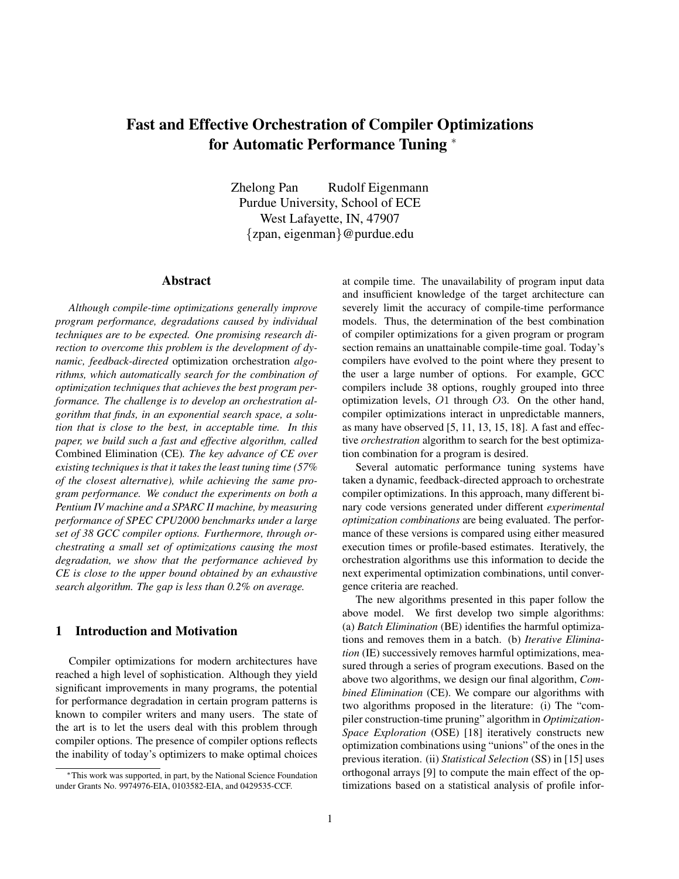# Fast and Effective Orchestration of Compiler Optimizations for Automatic Performance Tuning *

Zhelong Pan  Rudolf Eigenmann
Purdue University, School of ECE
West Lafayette, IN, 47907
{zpan, eigenman}@purdue.edu

## Abstract

*Although compile-time optimizations generally improve program performance, degradations caused by individual techniques are to be expected. One promising research direction to overcome this problem is the development of dynamic, feedback-directed* optimization orchestration *algorithms, which automatically search for the combination of optimization techniques that achieves the best program performance. The challenge is to develop an orchestration algorithm that finds, in an exponential search space, a solution that is close to the best, in acceptable time. In this paper, we build such a fast and effective algorithm, called* Combined Elimination (CE)*. The key advance of CE over existing techniques is that it takes the least tuning time (57% of the closest alternative), while achieving the same program performance. We conduct the experiments on both a Pentium IV machine and a SPARC II machine, by measuring performance of SPEC CPU2000 benchmarks under a large set of 38 GCC compiler options. Furthermore, through orchestrating a small set of optimizations causing the most degradation, we show that the performance achieved by CE is close to the upper bound obtained by an exhaustive search algorithm. The gap is less than 0.2% on average.*

## 1 Introduction and Motivation

Compiler optimizations for modern architectures have reached a high level of sophistication. Although they yield significant improvements in many programs, the potential for performance degradation in certain program patterns is known to compiler writers and many users. The state of the art is to let the users deal with this problem through compiler options. The presence of compiler options reflects the inability of today's optimizers to make optimal choices at compile time. The unavailability of program input data and insufficient knowledge of the target architecture can severely limit the accuracy of compile-time performance models. Thus, the determination of the best combination of compiler optimizations for a given program or program section remains an unattainable compile-time goal. Today's compilers have evolved to the point where they present to the user a large number of options. For example, GCC compilers include 38 options, roughly grouped into three optimization levels, $O1$ through $O3$. On the other hand, compiler optimizations interact in unpredictable manners, as many have observed [5, 11, 13, 15, 18]. A fast and effective *orchestration* algorithm to search for the best optimization combination for a program is desired.

Several automatic performance tuning systems have taken a dynamic, feedback-directed approach to orchestrate compiler optimizations. In this approach, many different binary code versions generated under different *experimental optimization combinations* are being evaluated. The performance of these versions is compared using either measured execution times or profile-based estimates. Iteratively, the orchestration algorithms use this information to decide the next experimental optimization combinations, until convergence criteria are reached.

The new algorithms presented in this paper follow the above model. We first develop two simple algorithms: (a) *Batch Elimination* (BE) identifies the harmful optimizations and removes them in a batch. (b) *Iterative Elimination* (IE) successively removes harmful optimizations, measured through a series of program executions. Based on the above two algorithms, we design our final algorithm, *Combined Elimination* (CE). We compare our algorithms with two algorithms proposed in the literature: (i) The "compiler construction-time pruning" algorithm in *Optimization-Space Exploration* (OSE) [18] iteratively constructs new optimization combinations using "unions" of the ones in the previous iteration. (ii) *Statistical Selection* (SS) in [15] uses orthogonal arrays [9] to compute the main effect of the optimizations based on a statistical analysis of profile infor-

*This work was supported, in part, by the National Science Foundation under Grants No. 9974976-EIA, 0103582-EIA, and 0429535-CCF.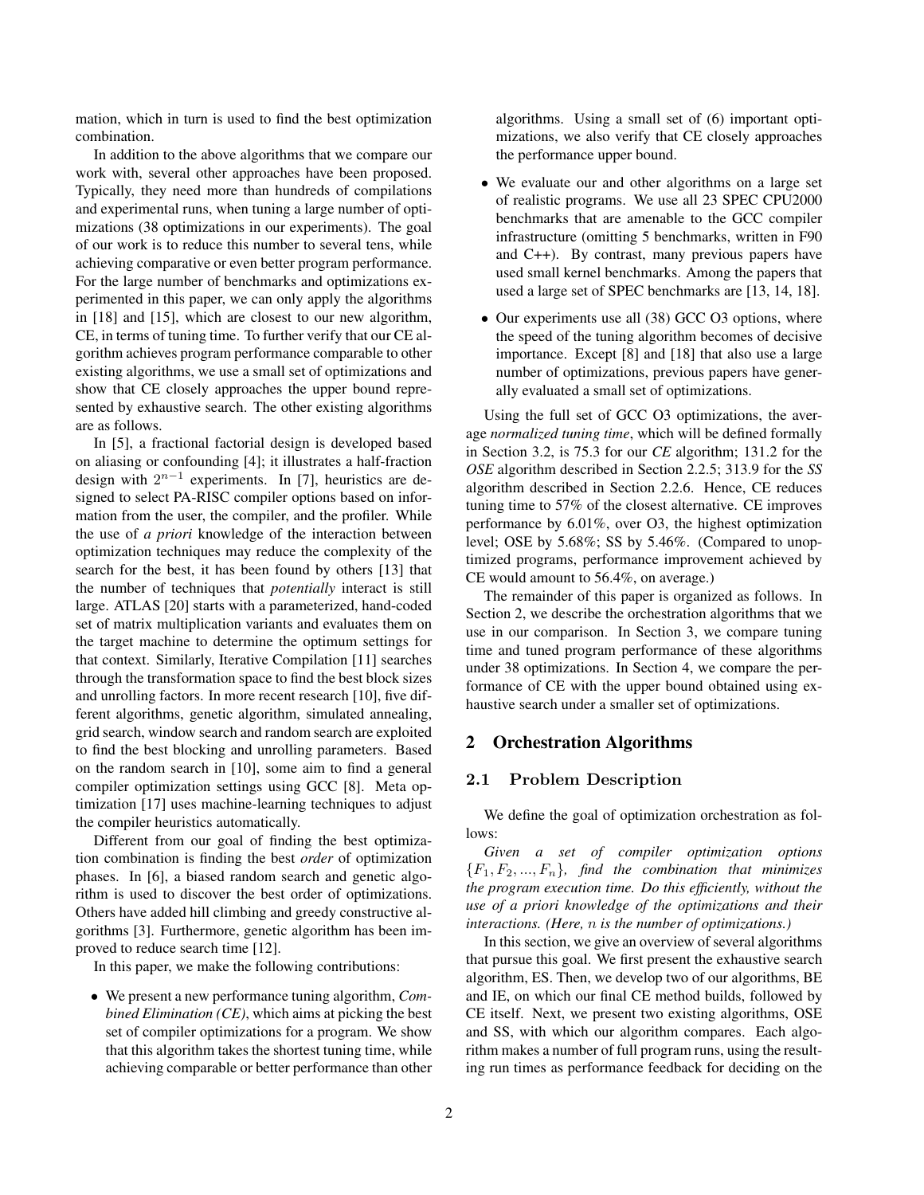mation, which in turn is used to find the best optimization combination.

In addition to the above algorithms that we compare our work with, several other approaches have been proposed. Typically, they need more than hundreds of compilations and experimental runs, when tuning a large number of optimizations (38 optimizations in our experiments). The goal of our work is to reduce this number to several tens, while achieving comparative or even better program performance. For the large number of benchmarks and optimizations experimented in this paper, we can only apply the algorithms in [18] and [15], which are closest to our new algorithm, CE, in terms of tuning time. To further verify that our CE algorithm achieves program performance comparable to other existing algorithms, we use a small set of optimizations and show that CE closely approaches the upper bound represented by exhaustive search. The other existing algorithms are as follows.

In [5], a fractional factorial design is developed based on aliasing or confounding [4]; it illustrates a half-fraction design with $2^{n-1}$ experiments. In [7], heuristics are designed to select PA-RISC compiler options based on information from the user, the compiler, and the profiler. While the use of *a priori* knowledge of the interaction between optimization techniques may reduce the complexity of the search for the best, it has been found by others [13] that the number of techniques that *potentially* interact is still large. ATLAS [20] starts with a parameterized, hand-coded set of matrix multiplication variants and evaluates them on the target machine to determine the optimum settings for that context. Similarly, Iterative Compilation [11] searches through the transformation space to find the best block sizes and unrolling factors. In more recent research [10], five different algorithms, genetic algorithm, simulated annealing, grid search, window search and random search are exploited to find the best blocking and unrolling parameters. Based on the random search in [10], some aim to find a general compiler optimization settings using GCC [8]. Meta optimization [17] uses machine-learning techniques to adjust the compiler heuristics automatically.

Different from our goal of finding the best optimization combination is finding the best *order* of optimization phases. In [6], a biased random search and genetic algorithm is used to discover the best order of optimizations. Others have added hill climbing and greedy constructive algorithms [3]. Furthermore, genetic algorithm has been improved to reduce search time [12].

In this paper, we make the following contributions:

- We present a new performance tuning algorithm, *Combined Elimination (CE)*, which aims at picking the best set of compiler optimizations for a program. We show that this algorithm takes the shortest tuning time, while achieving comparable or better performance than other algorithms. Using a small set of (6) important optimizations, we also verify that CE closely approaches the performance upper bound.
- We evaluate our and other algorithms on a large set of realistic programs. We use all 23 SPEC CPU2000 benchmarks that are amenable to the GCC compiler infrastructure (omitting 5 benchmarks, written in F90 and C++). By contrast, many previous papers have used small kernel benchmarks. Among the papers that used a large set of SPEC benchmarks are [13, 14, 18].
- Our experiments use all (38) GCC O3 options, where the speed of the tuning algorithm becomes of decisive importance. Except [8] and [18] that also use a large number of optimizations, previous papers have generally evaluated a small set of optimizations.

Using the full set of GCC O3 optimizations, the average *normalized tuning time*, which will be defined formally in Section 3.2, is 75.3 for our *CE* algorithm; 131.2 for the *OSE* algorithm described in Section 2.2.5; 313.9 for the *SS* algorithm described in Section 2.2.6. Hence, CE reduces tuning time to 57% of the closest alternative. CE improves performance by 6.01%, over O3, the highest optimization level; OSE by 5.68%; SS by 5.46%. (Compared to unoptimized programs, performance improvement achieved by CE would amount to 56.4%, on average.)

The remainder of this paper is organized as follows. In Section 2, we describe the orchestration algorithms that we use in our comparison. In Section 3, we compare tuning time and tuned program performance of these algorithms under 38 optimizations. In Section 4, we compare the performance of CE with the upper bound obtained using exhaustive search under a smaller set of optimizations.

## 2 Orchestration Algorithms

### 2.1 Problem Description

We define the goal of optimization orchestration as follows:

*Given a set of compiler optimization options* $\{F_1, F_2, ..., F_n\}$*, find the combination that minimizes the program execution time. Do this efficiently, without the use of a priori knowledge of the optimizations and their interactions. (Here,* $n$ *is the number of optimizations.)*

In this section, we give an overview of several algorithms that pursue this goal. We first present the exhaustive search algorithm, ES. Then, we develop two of our algorithms, BE and IE, on which our final CE method builds, followed by CE itself. Next, we present two existing algorithms, OSE and SS, with which our algorithm compares. Each algorithm makes a number of full program runs, using the resulting run times as performance feedback for deciding on the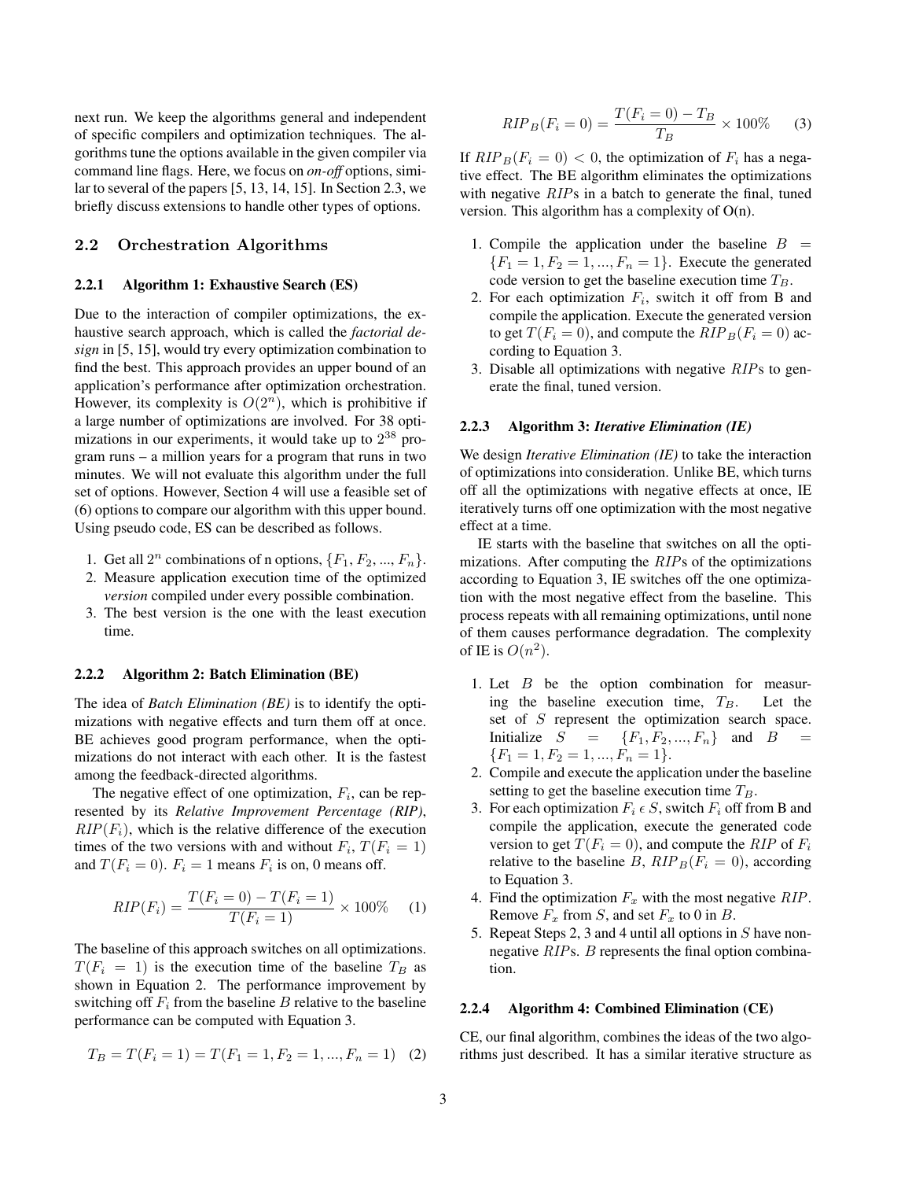next run. We keep the algorithms general and independent of specific compilers and optimization techniques. The algorithms tune the options available in the given compiler via command line flags. Here, we focus on *on-off* options, similar to several of the papers [5, 13, 14, 15]. In Section 2.3, we briefly discuss extensions to handle other types of options.

## 2.2 Orchestration Algorithms

### 2.2.1 Algorithm 1: Exhaustive Search (ES)

Due to the interaction of compiler optimizations, the exhaustive search approach, which is called the *factorial design* in [5, 15], would try every optimization combination to find the best. This approach provides an upper bound of an application's performance after optimization orchestration. However, its complexity is $O(2^n)$, which is prohibitive if a large number of optimizations are involved. For 38 optimizations in our experiments, it would take up to $2^{38}$ program runs – a million years for a program that runs in two minutes. We will not evaluate this algorithm under the full set of options. However, Section 4 will use a feasible set of (6) options to compare our algorithm with this upper bound. Using pseudo code, ES can be described as follows.

1. Get all $2^n$ combinations of n options, $\{F_1, F_2, ..., F_n\}$.
2. Measure application execution time of the optimized *version* compiled under every possible combination.
3. The best version is the one with the least execution time.

### 2.2.2 Algorithm 2: Batch Elimination (BE)

The idea of *Batch Elimination (BE)* is to identify the optimizations with negative effects and turn them off at once. BE achieves good program performance, when the optimizations do not interact with each other. It is the fastest among the feedback-directed algorithms.

The negative effect of one optimization, $F_i$, can be represented by its ***Relative Improvement Percentage (RIP)***, $RIP(F_i)$, which is the relative difference of the execution times of the two versions with and without $F_i$, $T(F_i = 1)$ and $T(F_i = 0)$. $F_i = 1$ means $F_i$ is on, 0 means off.

$$RIP(F_i) = \frac{T(F_i = 0) - T(F_i = 1)}{T(F_i = 1)} \times 100\% \quad (1)$$

The baseline of this approach switches on all optimizations. $T(F_i = 1)$ is the execution time of the baseline $T_B$ as shown in Equation 2. The performance improvement by switching off $F_i$ from the baseline $B$ relative to the baseline performance can be computed with Equation 3.

$$T_B = T(F_i = 1) = T(F_1 = 1, F_2 = 1, ..., F_n = 1) \quad (2)$$

$$RIP_B(F_i = 0) = \frac{T(F_i = 0) - T_B}{T_B} \times 100\% \quad (3)$$

If $RIP_B(F_i = 0) < 0$, the optimization of $F_i$ has a negative effect. The BE algorithm eliminates the optimizations with negative $RIP$s in a batch to generate the final, tuned version. This algorithm has a complexity of O(n).

1. Compile the application under the baseline $B = \{F_1 = 1, F_2 = 1, ..., F_n = 1\}$. Execute the generated code version to get the baseline execution time $T_B$.
2. For each optimization $F_i$, switch it off from B and compile the application. Execute the generated version to get $T(F_i = 0)$, and compute the $RIP_B(F_i = 0)$ according to Equation 3.
3. Disable all optimizations with negative $RIP$s to generate the final, tuned version.

### 2.2.3 Algorithm 3: *Iterative Elimination (IE)*

We design *Iterative Elimination (IE)* to take the interaction of optimizations into consideration. Unlike BE, which turns off all the optimizations with negative effects at once, IE iteratively turns off one optimization with the most negative effect at a time.

IE starts with the baseline that switches on all the optimizations. After computing the $RIP$s of the optimizations according to Equation 3, IE switches off the one optimization with the most negative effect from the baseline. This process repeats with all remaining optimizations, until none of them causes performance degradation. The complexity of IE is $O(n^2)$.

1. Let $B$ be the option combination for measuring the baseline execution time, $T_B$. Let the set of $S$ represent the optimization search space. Initialize $S = \{F_1, F_2, ..., F_n\}$ and $B = \{F_1 = 1, F_2 = 1, ..., F_n = 1\}$.
2. Compile and execute the application under the baseline setting to get the baseline execution time $T_B$.
3. For each optimization $F_i \in S$, switch $F_i$ off from B and compile the application, execute the generated code version to get $T(F_i = 0)$, and compute the $RIP$ of $F_i$ relative to the baseline $B$, $RIP_B(F_i = 0)$, according to Equation 3.
4. Find the optimization $F_x$ with the most negative $RIP$. Remove $F_x$ from $S$, and set $F_x$ to 0 in $B$.
5. Repeat Steps 2, 3 and 4 until all options in $S$ have non-negative $RIP$s. $B$ represents the final option combination.

### 2.2.4 Algorithm 4: Combined Elimination (CE)

CE, our final algorithm, combines the ideas of the two algorithms just described. It has a similar iterative structure as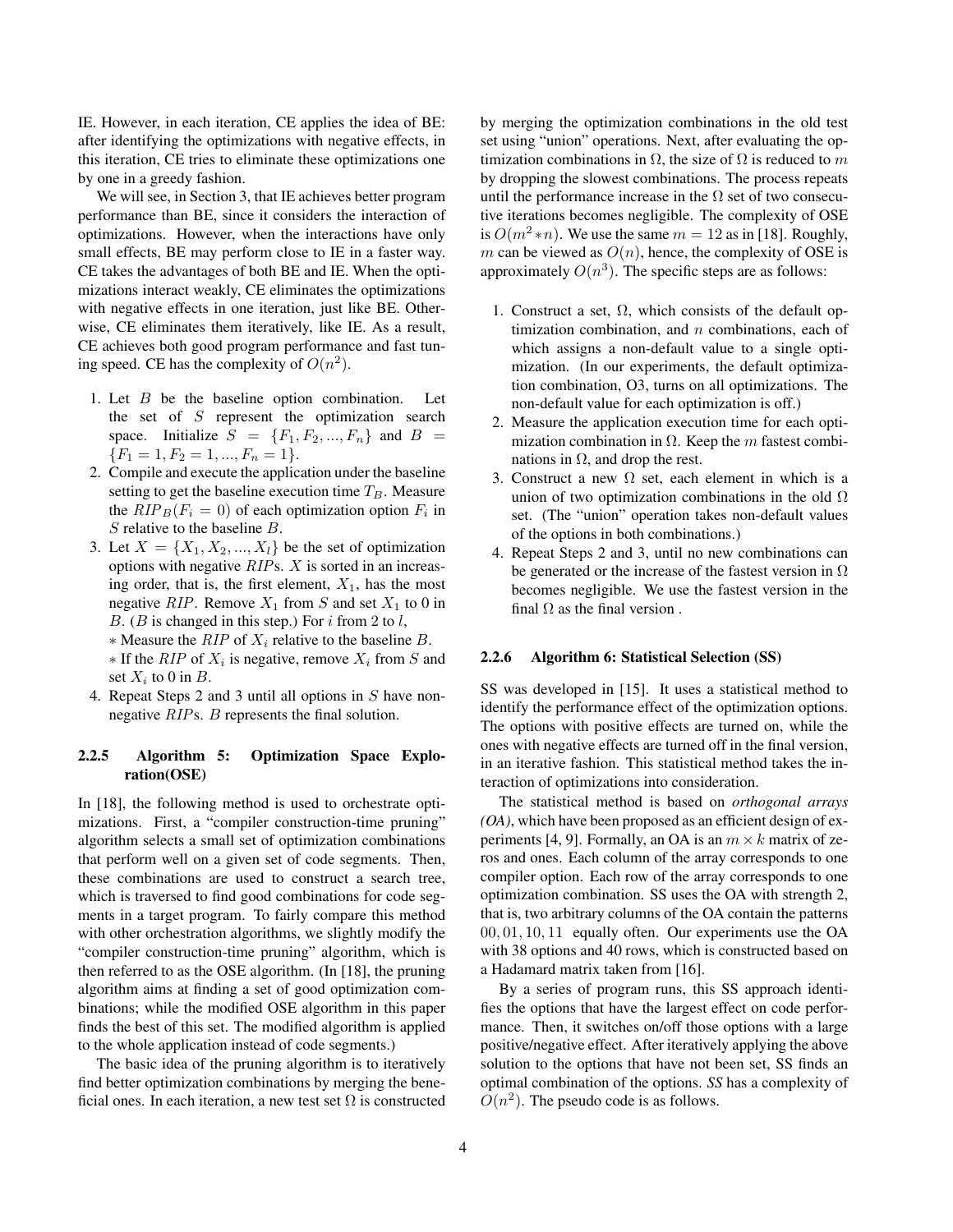IE. However, in each iteration, CE applies the idea of BE: after identifying the optimizations with negative effects, in this iteration, CE tries to eliminate these optimizations one by one in a greedy fashion.

We will see, in Section 3, that IE achieves better program performance than BE, since it considers the interaction of optimizations. However, when the interactions have only small effects, BE may perform close to IE in a faster way. CE takes the advantages of both BE and IE. When the optimizations interact weakly, CE eliminates the optimizations with negative effects in one iteration, just like BE. Otherwise, CE eliminates them iteratively, like IE. As a result, CE achieves both good program performance and fast tuning speed. CE has the complexity of $O(n^2)$.

1. Let $B$ be the baseline option combination. Let the set of $S$ represent the optimization search space. Initialize $S = \{F_1, F_2, ..., F_n\}$ and $B = \{F_1 = 1, F_2 = 1, ..., F_n = 1\}$.
2. Compile and execute the application under the baseline setting to get the baseline execution time $T_B$. Measure the $RIP_B(F_i = 0)$ of each optimization option $F_i$ in $S$ relative to the baseline $B$.
3. Let $X = \{X_1, X_2, ..., X_l\}$ be the set of optimization options with negative $RIP$s. $X$ is sorted in an increasing order, that is, the first element, $X_1$, has the most negative $RIP$. Remove $X_1$ from $S$ and set $X_1$ to 0 in $B$. ($B$ is changed in this step.) For $i$ from 2 to $l$,
   * Measure the $RIP$ of $X_i$ relative to the baseline $B$.
   * If the $RIP$ of $X_i$ is negative, remove $X_i$ from $S$ and set $X_i$ to 0 in $B$.
4. Repeat Steps 2 and 3 until all options in $S$ have non-negative $RIP$s. $B$ represents the final solution.

#### 2.2.5 Algorithm 5: Optimization Space Exploration(OSE)

In [18], the following method is used to orchestrate optimizations. First, a "compiler construction-time pruning" algorithm selects a small set of optimization combinations that perform well on a given set of code segments. Then, these combinations are used to construct a search tree, which is traversed to find good combinations for code segments in a target program. To fairly compare this method with other orchestration algorithms, we slightly modify the "compiler construction-time pruning" algorithm, which is then referred to as the OSE algorithm. (In [18], the pruning algorithm aims at finding a set of good optimization combinations; while the modified OSE algorithm in this paper finds the best of this set. The modified algorithm is applied to the whole application instead of code segments.)

The basic idea of the pruning algorithm is to iteratively find better optimization combinations by merging the beneficial ones. In each iteration, a new test set $\Omega$ is constructed by merging the optimization combinations in the old test set using "union" operations. Next, after evaluating the optimization combinations in $\Omega$, the size of $\Omega$ is reduced to $m$ by dropping the slowest combinations. The process repeats until the performance increase in the $\Omega$ set of two consecutive iterations becomes negligible. The complexity of OSE is $O(m^2 * n)$. We use the same $m = 12$ as in [18]. Roughly, $m$ can be viewed as $O(n)$, hence, the complexity of OSE is approximately $O(n^3)$. The specific steps are as follows:

1. Construct a set, $\Omega$, which consists of the default optimization combination, and $n$ combinations, each of which assigns a non-default value to a single optimization. (In our experiments, the default optimization combination, O3, turns on all optimizations. The non-default value for each optimization is off.)
2. Measure the application execution time for each optimization combination in $\Omega$. Keep the $m$ fastest combinations in $\Omega$, and drop the rest.
3. Construct a new $\Omega$ set, each element in which is a union of two optimization combinations in the old $\Omega$ set. (The "union" operation takes non-default values of the options in both combinations.)
4. Repeat Steps 2 and 3, until no new combinations can be generated or the increase of the fastest version in $\Omega$ becomes negligible. We use the fastest version in the final $\Omega$ as the final version .

#### 2.2.6 Algorithm 6: Statistical Selection (SS)

SS was developed in [15]. It uses a statistical method to identify the performance effect of the optimization options. The options with positive effects are turned on, while the ones with negative effects are turned off in the final version, in an iterative fashion. This statistical method takes the interaction of optimizations into consideration.

The statistical method is based on *orthogonal arrays (OA)*, which have been proposed as an efficient design of experiments [4, 9]. Formally, an OA is an $m \times k$ matrix of zeros and ones. Each column of the array corresponds to one compiler option. Each row of the array corresponds to one optimization combination. SS uses the OA with strength 2, that is, two arbitrary columns of the OA contain the patterns $00, 01, 10, 11$ equally often. Our experiments use the OA with 38 options and 40 rows, which is constructed based on a Hadamard matrix taken from [16].

By a series of program runs, this SS approach identifies the options that have the largest effect on code performance. Then, it switches on/off those options with a large positive/negative effect. After iteratively applying the above solution to the options that have not been set, SS finds an optimal combination of the options. *SS* has a complexity of $O(n^2)$. The pseudo code is as follows.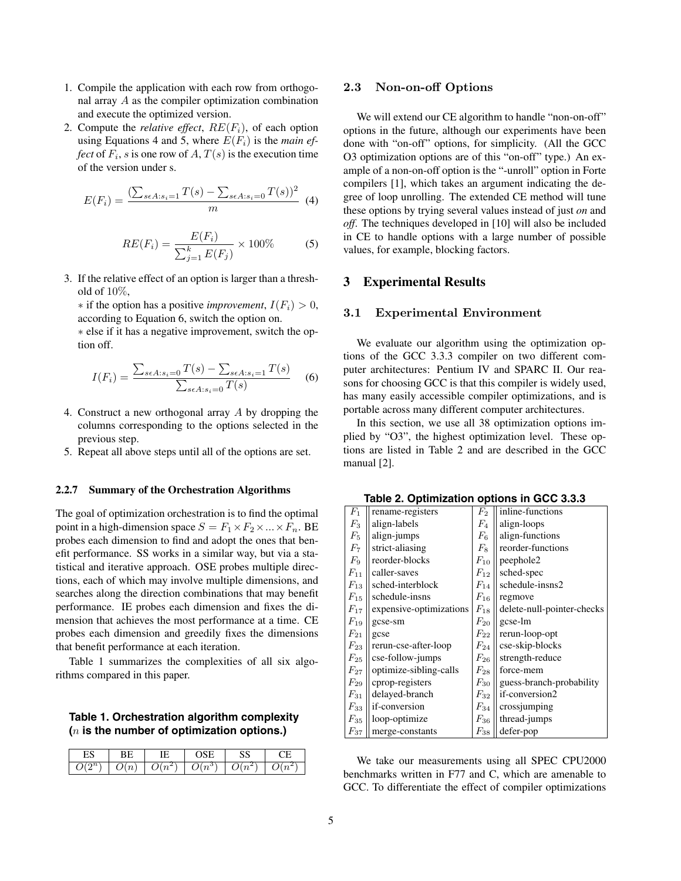1. Compile the application with each row from orthogonal array $A$ as the compiler optimization combination and execute the optimized version.
2. Compute the *relative effect*, $RE(F_i)$, of each option using Equations 4 and 5, where $E(F_i)$ is the *main effect* of $F_i$, $s$ is one row of $A$, $T(s)$ is the execution time of the version under s.

$$E(F_i) = \frac{(\sum_{s \epsilon A: s_i=1} T(s) - \sum_{s \epsilon A: s_i=0} T(s))^2}{m} \quad (4)$$

$$RE(F_i) = \frac{E(F_i)}{\sum_{j=1}^{k} E(F_j)} \times 100\% \quad (5)$$

3. If the relative effect of an option is larger than a threshold of 10%,

   * if the option has a positive *improvement*, $I(F_i) > 0$, according to Equation 6, switch the option on.

   * else if it has a negative improvement, switch the option off.

$$I(F_i) = \frac{\sum_{s \epsilon A: s_i=0} T(s) - \sum_{s \epsilon A: s_i=1} T(s)}{\sum_{s \epsilon A: s_i=0} T(s)} \quad (6)$$

4. Construct a new orthogonal array $A$ by dropping the columns corresponding to the options selected in the previous step.
5. Repeat all above steps until all of the options are set.

#### 2.2.7 Summary of the Orchestration Algorithms

The goal of optimization orchestration is to find the optimal point in a high-dimension space $S = F_1 \times F_2 \times ... \times F_n$. BE probes each dimension to find and adopt the ones that benefit performance. SS works in a similar way, but via a statistical and iterative approach. OSE probes multiple directions, each of which may involve multiple dimensions, and searches along the direction combinations that may benefit performance. IE probes each dimension and fixes the dimension that achieves the most performance at a time. CE probes each dimension and greedily fixes the dimensions that benefit performance at each iteration.

Table 1 summarizes the complexities of all six algorithms compared in this paper.

**Table 1. Orchestration algorithm complexity ($n$ is the number of optimization options.)**

| ES | BE | IE | OSE | SS | CE |
|---|---|---|---|---|---|
| $O(2^n)$ | $O(n)$ | $O(n^2)$ | $O(n^3)$ | $O(n^2)$ | $O(n^2)$ |

### 2.3 Non-on-off Options

We will extend our CE algorithm to handle "non-on-off" options in the future, although our experiments have been done with "on-off" options, for simplicity. (All the GCC O3 optimization options are of this "on-off" type.) An example of a non-on-off option is the "-unroll" option in Forte compilers [1], which takes an argument indicating the degree of loop unrolling. The extended CE method will tune these options by trying several values instead of just *on* and *off*. The techniques developed in [10] will also be included in CE to handle options with a large number of possible values, for example, blocking factors.

## 3 Experimental Results

### 3.1 Experimental Environment

We evaluate our algorithm using the optimization options of the GCC 3.3.3 compiler on two different computer architectures: Pentium IV and SPARC II. Our reasons for choosing GCC is that this compiler is widely used, has many easily accessible compiler optimizations, and is portable across many different computer architectures.

In this section, we use all 38 optimization options implied by "O3", the highest optimization level. These options are listed in Table 2 and are described in the GCC manual [2].

**Table 2. Optimization options in GCC 3.3.3**

| | | | |
|---|---|---|---|
| $F_1$ | rename-registers | $F_2$ | inline-functions |
| $F_3$ | align-labels | $F_4$ | align-loops |
| $F_5$ | align-jumps | $F_6$ | align-functions |
| $F_7$ | strict-aliasing | $F_8$ | reorder-functions |
| $F_9$ | reorder-blocks | $F_{10}$ | peephole2 |
| $F_{11}$ | caller-saves | $F_{12}$ | sched-spec |
| $F_{13}$ | sched-interblock | $F_{14}$ | schedule-insns2 |
| $F_{15}$ | schedule-insns | $F_{16}$ | regmove |
| $F_{17}$ | expensive-optimizations | $F_{18}$ | delete-null-pointer-checks |
| $F_{19}$ | gcse-sm | $F_{20}$ | gcse-lm |
| $F_{21}$ | gcse | $F_{22}$ | rerun-loop-opt |
| $F_{23}$ | rerun-cse-after-loop | $F_{24}$ | cse-skip-blocks |
| $F_{25}$ | cse-follow-jumps | $F_{26}$ | strength-reduce |
| $F_{27}$ | optimize-sibling-calls | $F_{28}$ | force-mem |
| $F_{29}$ | cprop-registers | $F_{30}$ | guess-branch-probability |
| $F_{31}$ | delayed-branch | $F_{32}$ | if-conversion2 |
| $F_{33}$ | if-conversion | $F_{34}$ | crossjumping |
| $F_{35}$ | loop-optimize | $F_{36}$ | thread-jumps |
| $F_{37}$ | merge-constants | $F_{38}$ | defer-pop |

We take our measurements using all SPEC CPU2000 benchmarks written in F77 and C, which are amenable to GCC. To differentiate the effect of compiler optimizations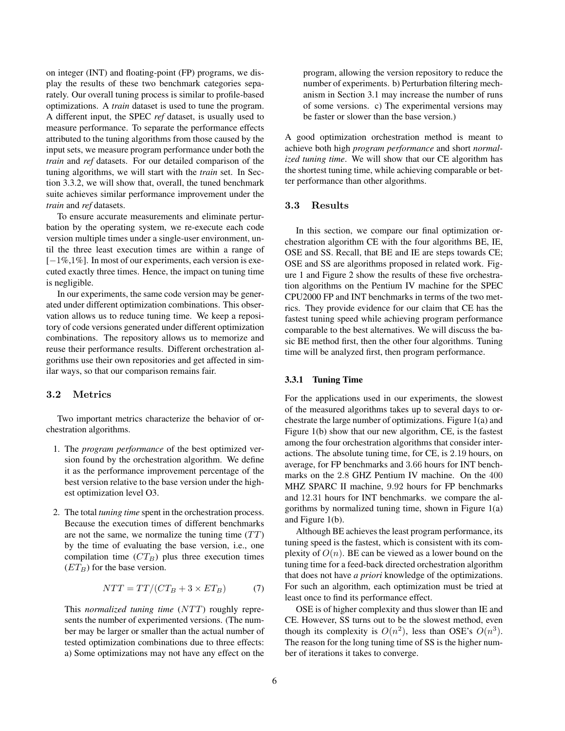on integer (INT) and floating-point (FP) programs, we display the results of these two benchmark categories separately. Our overall tuning process is similar to profile-based optimizations. A *train* dataset is used to tune the program. A different input, the SPEC *ref* dataset, is usually used to measure performance. To separate the performance effects attributed to the tuning algorithms from those caused by the input sets, we measure program performance under both the *train* and *ref* datasets. For our detailed comparison of the tuning algorithms, we will start with the *train* set. In Section 3.3.2, we will show that, overall, the tuned benchmark suite achieves similar performance improvement under the *train* and *ref* datasets.

To ensure accurate measurements and eliminate perturbation by the operating system, we re-execute each code version multiple times under a single-user environment, until the three least execution times are within a range of $[-1\%, 1\%]$. In most of our experiments, each version is executed exactly three times. Hence, the impact on tuning time is negligible.

In our experiments, the same code version may be generated under different optimization combinations. This observation allows us to reduce tuning time. We keep a repository of code versions generated under different optimization combinations. The repository allows us to memorize and reuse their performance results. Different orchestration algorithms use their own repositories and get affected in similar ways, so that our comparison remains fair.

## 3.2 Metrics

Two important metrics characterize the behavior of orchestration algorithms.

1. The *program performance* of the best optimized version found by the orchestration algorithm. We define it as the performance improvement percentage of the best version relative to the base version under the highest optimization level O3.

2. The total *tuning time* spent in the orchestration process. Because the execution times of different benchmarks are not the same, we normalize the tuning time ($TT$) by the time of evaluating the base version, i.e., one compilation time ($CT_B$) plus three execution times ($ET_B$) for the base version.

$$NTT = TT/(CT_B + 3 \times ET_B) \qquad (7)$$

This *normalized tuning time* ($NTT$) roughly represents the number of experimented versions. (The number may be larger or smaller than the actual number of tested optimization combinations due to three effects: a) Some optimizations may not have any effect on the program, allowing the version repository to reduce the number of experiments. b) Perturbation filtering mechanism in Section 3.1 may increase the number of runs of some versions. c) The experimental versions may be faster or slower than the base version.)

A good optimization orchestration method is meant to achieve both high *program performance* and short *normalized tuning time*. We will show that our CE algorithm has the shortest tuning time, while achieving comparable or better performance than other algorithms.

## 3.3 Results

In this section, we compare our final optimization orchestration algorithm CE with the four algorithms BE, IE, OSE and SS. Recall, that BE and IE are steps towards CE; OSE and SS are algorithms proposed in related work. Figure 1 and Figure 2 show the results of these five orchestration algorithms on the Pentium IV machine for the SPEC CPU2000 FP and INT benchmarks in terms of the two metrics. They provide evidence for our claim that CE has the fastest tuning speed while achieving program performance comparable to the best alternatives. We will discuss the basic BE method first, then the other four algorithms. Tuning time will be analyzed first, then program performance.

### 3.3.1 Tuning Time

For the applications used in our experiments, the slowest of the measured algorithms takes up to several days to orchestrate the large number of optimizations. Figure 1(a) and Figure 1(b) show that our new algorithm, CE, is the fastest among the four orchestration algorithms that consider interactions. The absolute tuning time, for CE, is 2.19 hours, on average, for FP benchmarks and 3.66 hours for INT benchmarks on the 2.8 GHZ Pentium IV machine. On the 400 MHZ SPARC II machine, 9.92 hours for FP benchmarks and 12.31 hours for INT benchmarks. we compare the algorithms by normalized tuning time, shown in Figure 1(a) and Figure 1(b).

Although BE achieves the least program performance, its tuning speed is the fastest, which is consistent with its complexity of $O(n)$. BE can be viewed as a lower bound on the tuning time for a feed-back directed orchestration algorithm that does not have *a priori* knowledge of the optimizations. For such an algorithm, each optimization must be tried at least once to find its performance effect.

OSE is of higher complexity and thus slower than IE and CE. However, SS turns out to be the slowest method, even though its complexity is $O(n^2)$, less than OSE's $O(n^3)$. The reason for the long tuning time of SS is the higher number of iterations it takes to converge.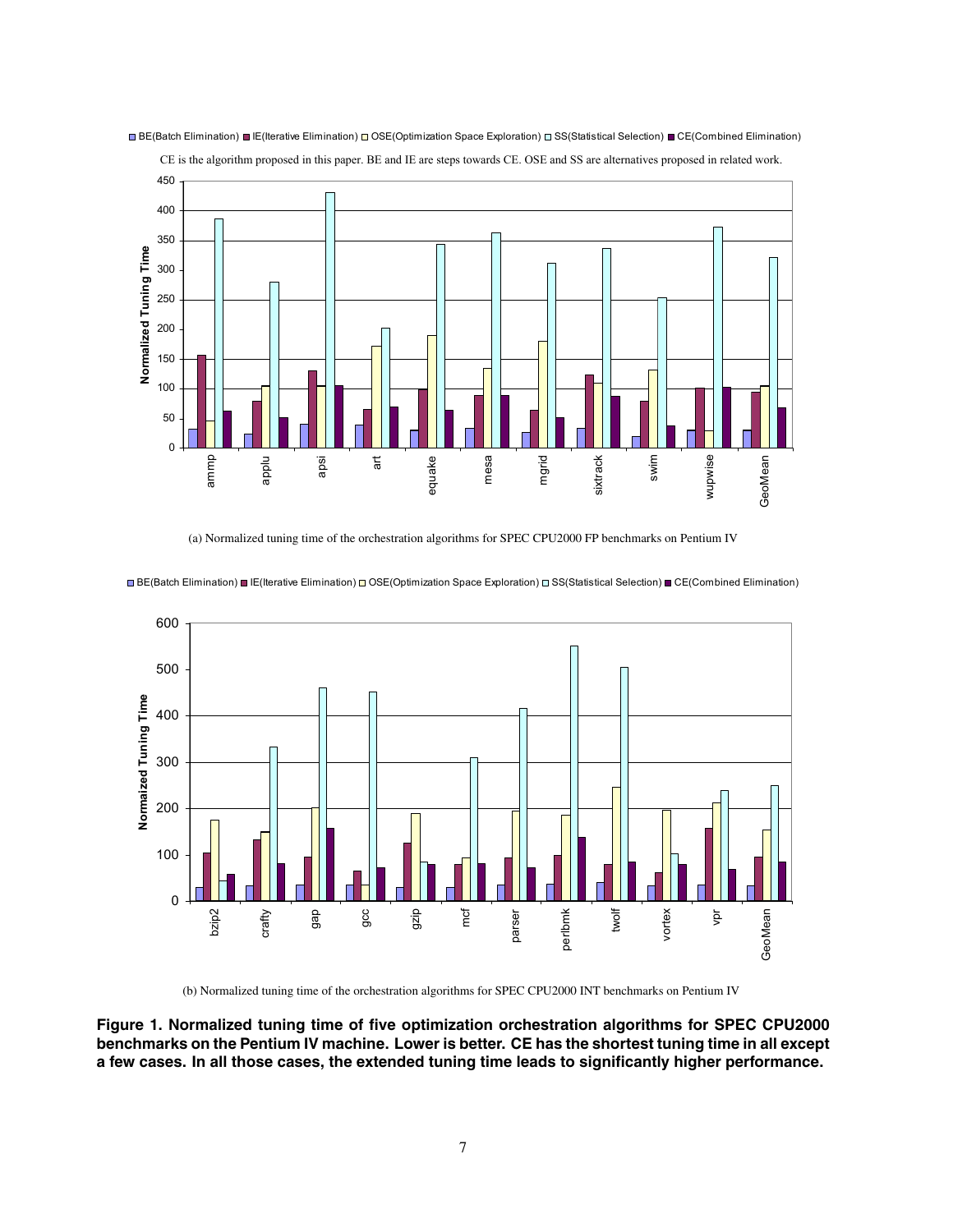CE is the algorithm proposed in this paper. BE and IE are steps towards CE. OSE and SS are alternatives proposed in related work.

(a) Normalized tuning time of the orchestration algorithms for SPEC CPU2000 FP benchmarks on Pentium IV

(b) Normalized tuning time of the orchestration algorithms for SPEC CPU2000 INT benchmarks on Pentium IV

**Figure 1. Normalized tuning time of five optimization orchestration algorithms for SPEC CPU2000 benchmarks on the Pentium IV machine. Lower is better. CE has the shortest tuning time in all except a few cases. In all those cases, the extended tuning time leads to significantly higher performance.**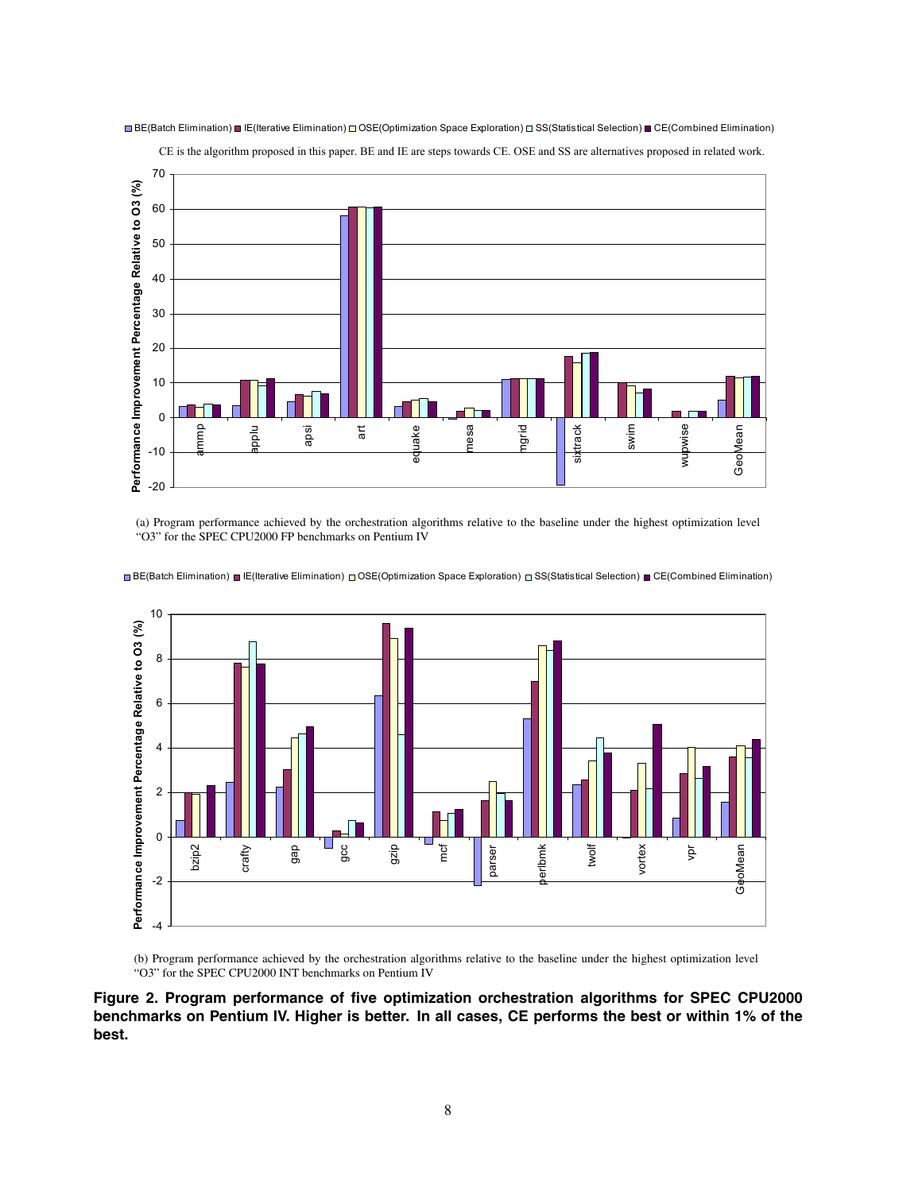BE(Batch Elimination) IE(Iterative Elimination) OSE(Optimization Space Exploration) SS(Statistical Selection) CE(Combined Elimination)

CE is the algorithm proposed in this paper. BE and IE are steps towards CE. OSE and SS are alternatives proposed in related work.

(a) Program performance achieved by the orchestration algorithms relative to the baseline under the highest optimization level "O3" for the SPEC CPU2000 FP benchmarks on Pentium IV

BE(Batch Elimination) IE(Iterative Elimination) OSE(Optimization Space Exploration) SS(Statistical Selection) CE(Combined Elimination)

(b) Program performance achieved by the orchestration algorithms relative to the baseline under the highest optimization level "O3" for the SPEC CPU2000 INT benchmarks on Pentium IV

**Figure 2. Program performance of five optimization orchestration algorithms for SPEC CPU2000 benchmarks on Pentium IV. Higher is better. In all cases, CE performs the best or within 1% of the best.**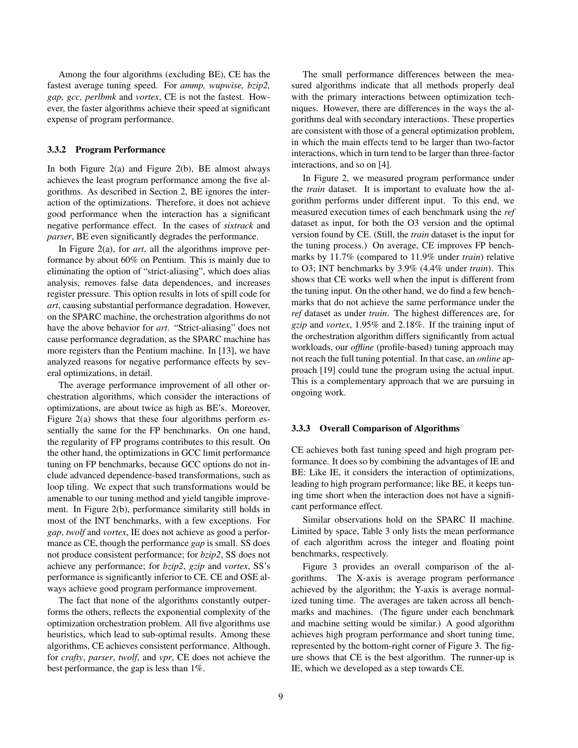Among the four algorithms (excluding BE), CE has the fastest average tuning speed. For *ammp, wupwise, bzip2, gap, gcc, perlbmk* and *vortex*, CE is not the fastest. However, the faster algorithms achieve their speed at significant expense of program performance.

### 3.3.2 Program Performance

In both Figure 2(a) and Figure 2(b), BE almost always achieves the least program performance among the five algorithms. As described in Section 2, BE ignores the interaction of the optimizations. Therefore, it does not achieve good performance when the interaction has a significant negative performance effect. In the cases of *sixtrack* and *parser*, BE even significantly degrades the performance.

In Figure 2(a), for *art*, all the algorithms improve performance by about 60% on Pentium. This is mainly due to eliminating the option of "strict-aliasing", which does alias analysis, removes false data dependences, and increases register pressure. This option results in lots of spill code for *art*, causing substantial performance degradation. However, on the SPARC machine, the orchestration algorithms do not have the above behavior for *art*. "Strict-aliasing" does not cause performance degradation, as the SPARC machine has more registers than the Pentium machine. In [13], we have analyzed reasons for negative performance effects by several optimizations, in detail.

The average performance improvement of all other orchestration algorithms, which consider the interactions of optimizations, are about twice as high as BE's. Moreover, Figure 2(a) shows that these four algorithms perform essentially the same for the FP benchmarks. On one hand, the regularity of FP programs contributes to this result. On the other hand, the optimizations in GCC limit performance tuning on FP benchmarks, because GCC options do not include advanced dependence-based transformations, such as loop tiling. We expect that such transformations would be amenable to our tuning method and yield tangible improvement. In Figure 2(b), performance similarity still holds in most of the INT benchmarks, with a few exceptions. For *gap*, *twolf* and *vortex*, IE does not achieve as good a performance as CE, though the performance *gap* is small. SS does not produce consistent performance; for *bzip2*, SS does not achieve any performance; for *bzip2*, *gzip* and *vortex*, SS's performance is significantly inferior to CE. CE and OSE always achieve good program performance improvement.

The fact that none of the algorithms constantly outperforms the others, reflects the exponential complexity of the optimization orchestration problem. All five algorithms use heuristics, which lead to sub-optimal results. Among these algorithms, CE achieves consistent performance. Although, for *crafty*, *parser*, *twolf*, and *vpr*, CE does not achieve the best performance, the gap is less than 1%.

The small performance differences between the measured algorithms indicate that all methods properly deal with the primary interactions between optimization techniques. However, there are differences in the ways the algorithms deal with secondary interactions. These properties are consistent with those of a general optimization problem, in which the main effects tend to be larger than two-factor interactions, which in turn tend to be larger than three-factor interactions, and so on [4].

In Figure 2, we measured program performance under the *train* dataset. It is important to evaluate how the algorithm performs under different input. To this end, we measured execution times of each benchmark using the *ref* dataset as input, for both the O3 version and the optimal version found by CE. (Still, the *train* dataset is the input for the tuning process.) On average, CE improves FP benchmarks by 11.7% (compared to 11.9% under *train*) relative to O3; INT benchmarks by 3.9% (4.4% under *train*). This shows that CE works well when the input is different from the tuning input. On the other hand, we do find a few benchmarks that do not achieve the same performance under the *ref* dataset as under *train*. The highest differences are, for *gzip* and *vortex*, 1.95% and 2.18%. If the training input of the orchestration algorithm differs significantly from actual workloads, our *offline* (profile-based) tuning approach may not reach the full tuning potential. In that case, an *online* approach [19] could tune the program using the actual input. This is a complementary approach that we are pursuing in ongoing work.

### 3.3.3 Overall Comparison of Algorithms

CE achieves both fast tuning speed and high program performance. It does so by combining the advantages of IE and BE: Like IE, it considers the interaction of optimizations, leading to high program performance; like BE, it keeps tuning time short when the interaction does not have a significant performance effect.

Similar observations hold on the SPARC II machine. Limited by space, Table 3 only lists the mean performance of each algorithm across the integer and floating point benchmarks, respectively.

Figure 3 provides an overall comparison of the algorithms. The X-axis is average program performance achieved by the algorithm; the Y-axis is average normalized tuning time. The averages are taken across all benchmarks and machines. (The figure under each benchmark and machine setting would be similar.) A good algorithm achieves high program performance and short tuning time, represented by the bottom-right corner of Figure 3. The figure shows that CE is the best algorithm. The runner-up is IE, which we developed as a step towards CE.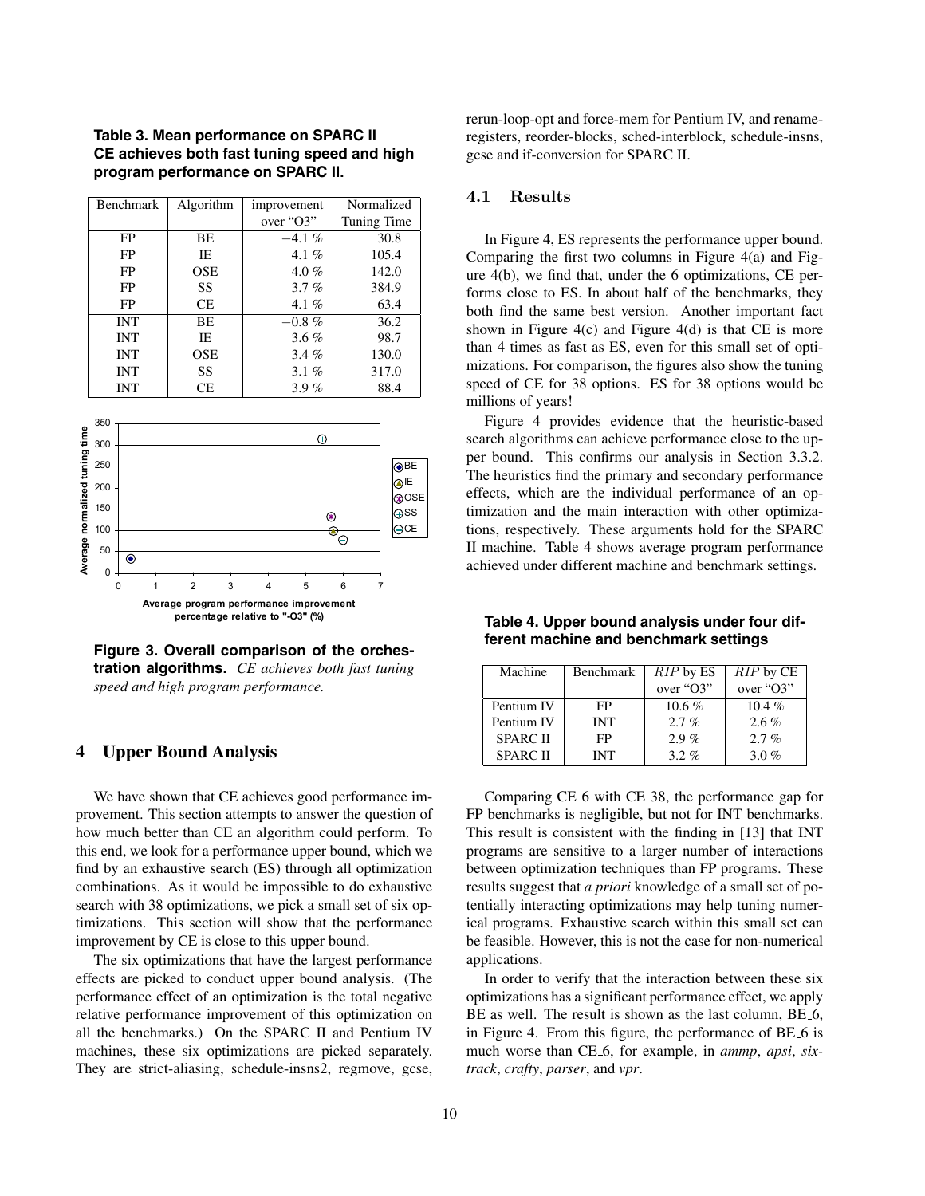**Table 3. Mean performance on SPARC II CE achieves both fast tuning speed and high program performance on SPARC II.**

| Benchmark | Algorithm | improvement over "O3" | Normalized Tuning Time |
|---|---|---|---|
| FP | BE | −4.1 % | 30.8 |
| FP | IE | 4.1 % | 105.4 |
| FP | OSE | 4.0 % | 142.0 |
| FP | SS | 3.7 % | 384.9 |
| FP | CE | 4.1 % | 63.4 |
| INT | BE | −0.8 % | 36.2 |
| INT | IE | 3.6 % | 98.7 |
| INT | OSE | 3.4 % | 130.0 |
| INT | SS | 3.1 % | 317.0 |
| INT | CE | 3.9 % | 88.4 |

**Figure 3. Overall comparison of the orchestration algorithms.** *CE achieves both fast tuning speed and high program performance.*

## 4 Upper Bound Analysis

We have shown that CE achieves good performance improvement. This section attempts to answer the question of how much better than CE an algorithm could perform. To this end, we look for a performance upper bound, which we find by an exhaustive search (ES) through all optimization combinations. As it would be impossible to do exhaustive search with 38 optimizations, we pick a small set of six optimizations. This section will show that the performance improvement by CE is close to this upper bound.

The six optimizations that have the largest performance effects are picked to conduct upper bound analysis. (The performance effect of an optimization is the total negative relative performance improvement of this optimization on all the benchmarks.) On the SPARC II and Pentium IV machines, these six optimizations are picked separately. They are strict-aliasing, schedule-insns2, regmove, gcse, rerun-loop-opt and force-mem for Pentium IV, and rename-registers, reorder-blocks, sched-interblock, schedule-insns, gcse and if-conversion for SPARC II.

### 4.1 Results

In Figure 4, ES represents the performance upper bound. Comparing the first two columns in Figure 4(a) and Figure 4(b), we find that, under the 6 optimizations, CE performs close to ES. In about half of the benchmarks, they both find the same best version. Another important fact shown in Figure 4(c) and Figure 4(d) is that CE is more than 4 times as fast as ES, even for this small set of optimizations. For comparison, the figures also show the tuning speed of CE for 38 options. ES for 38 options would be millions of years!

Figure 4 provides evidence that the heuristic-based search algorithms can achieve performance close to the upper bound. This confirms our analysis in Section 3.3.2. The heuristics find the primary and secondary performance effects, which are the individual performance of an optimization and the main interaction with other optimizations, respectively. These arguments hold for the SPARC II machine. Table 4 shows average program performance achieved under different machine and benchmark settings.

**Table 4. Upper bound analysis under four different machine and benchmark settings**

| Machine | Benchmark | $RIP$ by ES over "O3" | $RIP$ by CE over "O3" |
|---|---|---|---|
| Pentium IV | FP | 10.6 % | 10.4 % |
| Pentium IV | INT | 2.7 % | 2.6 % |
| SPARC II | FP | 2.9 % | 2.7 % |
| SPARC II | INT | 3.2 % | 3.0 % |

Comparing CE_6 with CE_38, the performance gap for FP benchmarks is negligible, but not for INT benchmarks. This result is consistent with the finding in [13] that INT programs are sensitive to a larger number of interactions between optimization techniques than FP programs. These results suggest that *a priori* knowledge of a small set of potentially interacting optimizations may help tuning numerical programs. Exhaustive search within this small set can be feasible. However, this is not the case for non-numerical applications.

In order to verify that the interaction between these six optimizations has a significant performance effect, we apply BE as well. The result is shown as the last column, BE_6, in Figure 4. From this figure, the performance of BE_6 is much worse than CE_6, for example, in *ammp*, *apsi*, *sixtrack*, *crafty*, *parser*, and *vpr*.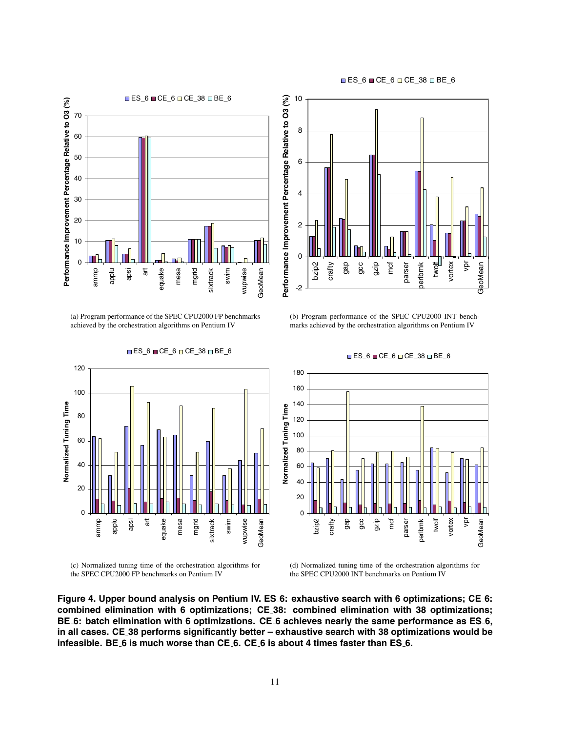(a) Program performance of the SPEC CPU2000 FP benchmarks achieved by the orchestration algorithms on Pentium IV

(b) Program performance of the SPEC CPU2000 INT benchmarks achieved by the orchestration algorithms on Pentium IV

(c) Normalized tuning time of the orchestration algorithms for the SPEC CPU2000 FP benchmarks on Pentium IV

(d) Normalized tuning time of the orchestration algorithms for the SPEC CPU2000 INT benchmarks on Pentium IV

**Figure 4. Upper bound analysis on Pentium IV. ES_6: exhaustive search with 6 optimizations; CE_6: combined elimination with 6 optimizations; CE_38: combined elimination with 38 optimizations; BE_6: batch elimination with 6 optimizations. CE_6 achieves nearly the same performance as ES_6, in all cases. CE_38 performs significantly better – exhaustive search with 38 optimizations would be infeasible. BE_6 is much worse than CE_6. CE_6 is about 4 times faster than ES_6.**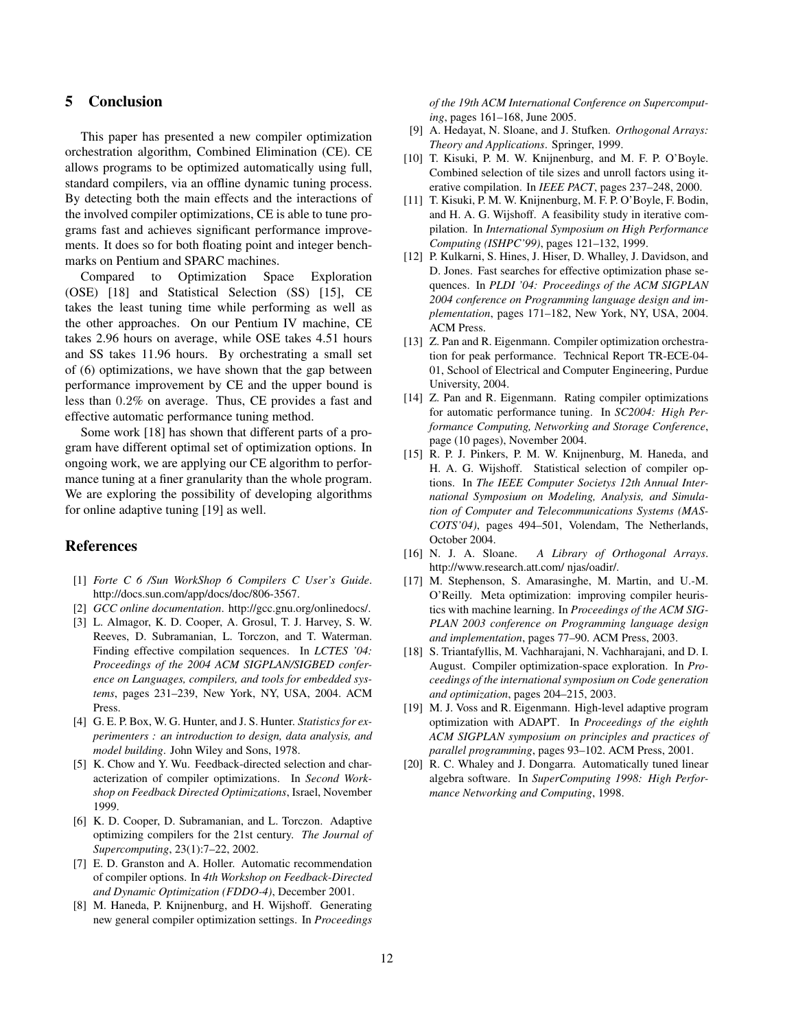## 5 Conclusion

This paper has presented a new compiler optimization orchestration algorithm, Combined Elimination (CE). CE allows programs to be optimized automatically using full, standard compilers, via an offline dynamic tuning process. By detecting both the main effects and the interactions of the involved compiler optimizations, CE is able to tune programs fast and achieves significant performance improvements. It does so for both floating point and integer benchmarks on Pentium and SPARC machines.

Compared to Optimization Space Exploration (OSE) [18] and Statistical Selection (SS) [15], CE takes the least tuning time while performing as well as the other approaches. On our Pentium IV machine, CE takes 2.96 hours on average, while OSE takes 4.51 hours and SS takes 11.96 hours. By orchestrating a small set of (6) optimizations, we have shown that the gap between performance improvement by CE and the upper bound is less than $0.2\%$ on average. Thus, CE provides a fast and effective automatic performance tuning method.

Some work [18] has shown that different parts of a program have different optimal set of optimization options. In ongoing work, we are applying our CE algorithm to performance tuning at a finer granularity than the whole program. We are exploring the possibility of developing algorithms for online adaptive tuning [19] as well.

## References

[1] *Forte C 6 /Sun WorkShop 6 Compilers C User's Guide*. http://docs.sun.com/app/docs/doc/806-3567.

[2] *GCC online documentation*. http://gcc.gnu.org/onlinedocs/.

[3] L. Almagor, K. D. Cooper, A. Grosul, T. J. Harvey, S. W. Reeves, D. Subramanian, L. Torczon, and T. Waterman. Finding effective compilation sequences. In *LCTES '04: Proceedings of the 2004 ACM SIGPLAN/SIGBED conference on Languages, compilers, and tools for embedded systems*, pages 231–239, New York, NY, USA, 2004. ACM Press.

[4] G. E. P. Box, W. G. Hunter, and J. S. Hunter. *Statistics for experimenters : an introduction to design, data analysis, and model building*. John Wiley and Sons, 1978.

[5] K. Chow and Y. Wu. Feedback-directed selection and characterization of compiler optimizations. In *Second Workshop on Feedback Directed Optimizations*, Israel, November 1999.

[6] K. D. Cooper, D. Subramanian, and L. Torczon. Adaptive optimizing compilers for the 21st century. *The Journal of Supercomputing*, 23(1):7–22, 2002.

[7] E. D. Granston and A. Holler. Automatic recommendation of compiler options. In *4th Workshop on Feedback-Directed and Dynamic Optimization (FDDO-4)*, December 2001.

[8] M. Haneda, P. Knijnenburg, and H. Wijshoff. Generating new general compiler optimization settings. In *Proceedings of the 19th ACM International Conference on Supercomputing*, pages 161–168, June 2005.

[9] A. Hedayat, N. Sloane, and J. Stufken. *Orthogonal Arrays: Theory and Applications*. Springer, 1999.

[10] T. Kisuki, P. M. W. Knijnenburg, and M. F. P. O'Boyle. Combined selection of tile sizes and unroll factors using iterative compilation. In *IEEE PACT*, pages 237–248, 2000.

[11] T. Kisuki, P. M. W. Knijnenburg, M. F. P. O'Boyle, F. Bodin, and H. A. G. Wijshoff. A feasibility study in iterative compilation. In *International Symposium on High Performance Computing (ISHPC'99)*, pages 121–132, 1999.

[12] P. Kulkarni, S. Hines, J. Hiser, D. Whalley, J. Davidson, and D. Jones. Fast searches for effective optimization phase sequences. In *PLDI '04: Proceedings of the ACM SIGPLAN 2004 conference on Programming language design and implementation*, pages 171–182, New York, NY, USA, 2004. ACM Press.

[13] Z. Pan and R. Eigenmann. Compiler optimization orchestration for peak performance. Technical Report TR-ECE-04-01, School of Electrical and Computer Engineering, Purdue University, 2004.

[14] Z. Pan and R. Eigenmann. Rating compiler optimizations for automatic performance tuning. In *SC2004: High Performance Computing, Networking and Storage Conference*, page (10 pages), November 2004.

[15] R. P. J. Pinkers, P. M. W. Knijnenburg, M. Haneda, and H. A. G. Wijshoff. Statistical selection of compiler options. In *The IEEE Computer Societys 12th Annual International Symposium on Modeling, Analysis, and Simulation of Computer and Telecommunications Systems (MASCOTS'04)*, pages 494–501, Volendam, The Netherlands, October 2004.

[16] N. J. A. Sloane. *A Library of Orthogonal Arrays*. http://www.research.att.com/ njas/oadir/.

[17] M. Stephenson, S. Amarasinghe, M. Martin, and U.-M. O'Reilly. Meta optimization: improving compiler heuristics with machine learning. In *Proceedings of the ACM SIGPLAN 2003 conference on Programming language design and implementation*, pages 77–90. ACM Press, 2003.

[18] S. Triantafyllis, M. Vachharajani, N. Vachharajani, and D. I. August. Compiler optimization-space exploration. In *Proceedings of the international symposium on Code generation and optimization*, pages 204–215, 2003.

[19] M. J. Voss and R. Eigenmann. High-level adaptive program optimization with ADAPT. In *Proceedings of the eighth ACM SIGPLAN symposium on principles and practices of parallel programming*, pages 93–102. ACM Press, 2001.

[20] R. C. Whaley and J. Dongarra. Automatically tuned linear algebra software. In *SuperComputing 1998: High Performance Networking and Computing*, 1998.